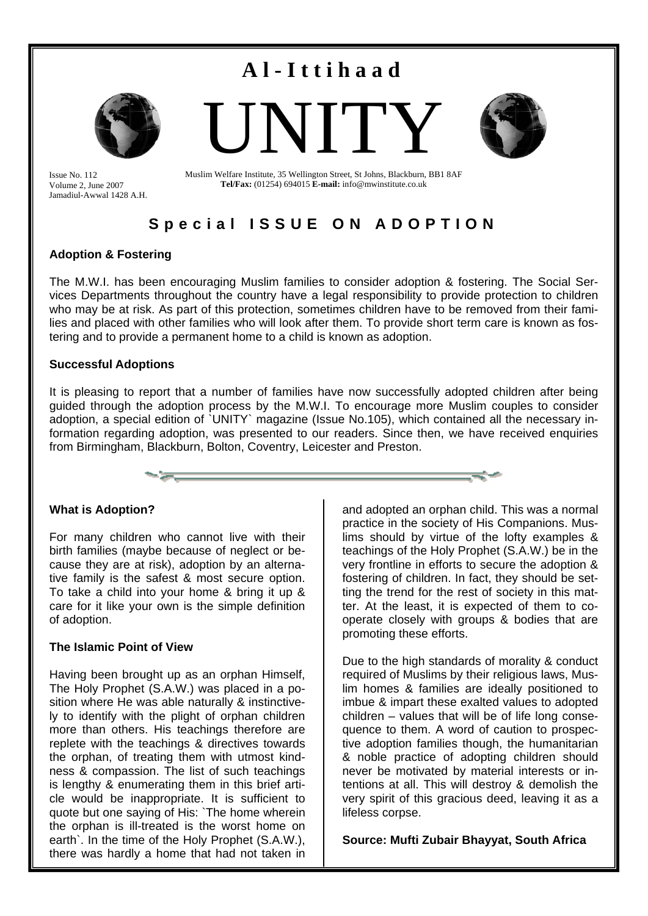# Al-Ittihaad

# UNITY

Issue No. 112
Volume 2, June 2007
Jamadiul-Awwal 1428 A.H.

Muslim Welfare Institute, 35 Wellington Street, St Johns, Blackburn, BB1 8AF
**Tel/Fax:** (01254) 694015 **E-mail:** info@mwinstitute.co.uk

## Special ISSUE ON ADOPTION

### Adoption & Fostering

The M.W.I. has been encouraging Muslim families to consider adoption & fostering. The Social Services Departments throughout the country have a legal responsibility to provide protection to children who may be at risk. As part of this protection, sometimes children have to be removed from their families and placed with other families who will look after them. To provide short term care is known as fostering and to provide a permanent home to a child is known as adoption.

### Successful Adoptions

It is pleasing to report that a number of families have now successfully adopted children after being guided through the adoption process by the M.W.I. To encourage more Muslim couples to consider adoption, a special edition of `UNITY` magazine (Issue No.105), which contained all the necessary information regarding adoption, was presented to our readers. Since then, we have received enquiries from Birmingham, Blackburn, Bolton, Coventry, Leicester and Preston.

### What is Adoption?

For many children who cannot live with their birth families (maybe because of neglect or because they are at risk), adoption by an alternative family is the safest & most secure option. To take a child into your home & bring it up & care for it like your own is the simple definition of adoption.

### The Islamic Point of View

Having been brought up as an orphan Himself, The Holy Prophet (S.A.W.) was placed in a position where He was able naturally & instinctively to identify with the plight of orphan children more than others. His teachings therefore are replete with the teachings & directives towards the orphan, of treating them with utmost kindness & compassion. The list of such teachings is lengthy & enumerating them in this brief article would be inappropriate. It is sufficient to quote but one saying of His: `The home wherein the orphan is ill-treated is the worst home on earth`. In the time of the Holy Prophet (S.A.W.), there was hardly a home that had not taken in and adopted an orphan child. This was a normal practice in the society of His Companions. Muslims should by virtue of the lofty examples & teachings of the Holy Prophet (S.A.W.) be in the very frontline in efforts to secure the adoption & fostering of children. In fact, they should be setting the trend for the rest of society in this matter. At the least, it is expected of them to co-operate closely with groups & bodies that are promoting these efforts.

Due to the high standards of morality & conduct required of Muslims by their religious laws, Muslim homes & families are ideally positioned to imbue & impart these exalted values to adopted children – values that will be of life long consequence to them. A word of caution to prospective adoption families though, the humanitarian & noble practice of adopting children should never be motivated by material interests or intentions at all. This will destroy & demolish the very spirit of this gracious deed, leaving it as a lifeless corpse.

**Source: Mufti Zubair Bhayyat, South Africa**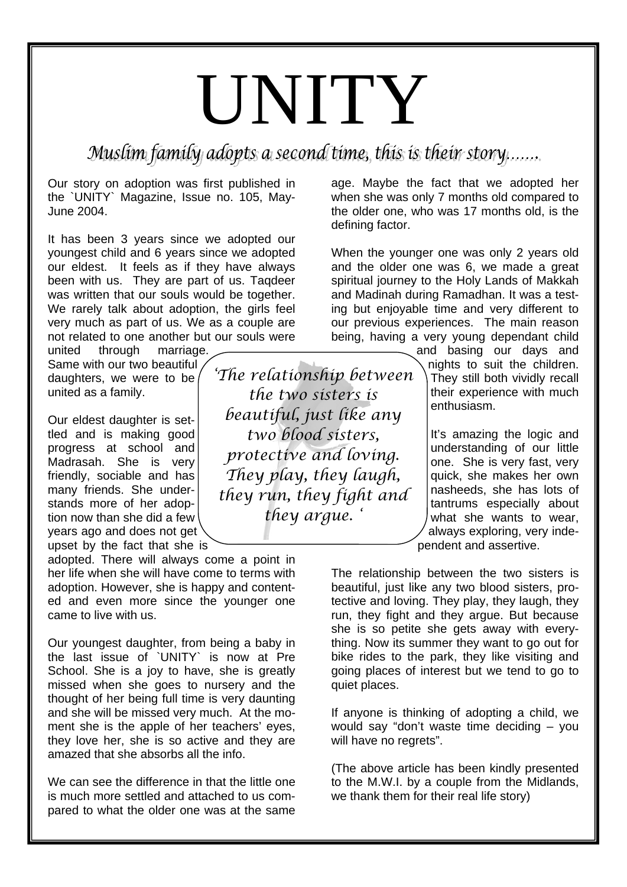# UNITY

*Muslim family adopts a second time, this is their story.......*

Our story on adoption was first published in the `UNITY` Magazine, Issue no. 105, May-June 2004.

It has been 3 years since we adopted our youngest child and 6 years since we adopted our eldest. It feels as if they have always been with us. They are part of us. Taqdeer was written that our souls would be together. We rarely talk about adoption, the girls feel very much as part of us. We as a couple are not related to one another but our souls were united through marriage. Same with our two beautiful daughters, we were to be united as a family.

Our eldest daughter is settled and is making good progress at school and Madrasah. She is very friendly, sociable and has many friends. She understands more of her adoption now than she did a few years ago and does not get upset by the fact that she is adopted. There will always come a point in her life when she will have come to terms with adoption. However, she is happy and contented and even more since the younger one came to live with us.

Our youngest daughter, from being a baby in the last issue of `UNITY` is now at Pre School. She is a joy to have, she is greatly missed when she goes to nursery and the thought of her being full time is very daunting and she will be missed very much. At the moment she is the apple of her teachers' eyes, they love her, she is so active and they are amazed that she absorbs all the info.

We can see the difference in that the little one is much more settled and attached to us compared to what the older one was at the same age. Maybe the fact that we adopted her when she was only 7 months old compared to the older one, who was 17 months old, is the defining factor.

When the younger one was only 2 years old and the older one was 6, we made a great spiritual journey to the Holy Lands of Makkah and Madinah during Ramadhan. It was a testing but enjoyable time and very different to our previous experiences. The main reason being, having a very young dependant child and basing our days and nights to suit the children. They still both vividly recall their experience with much enthusiasm.

> *'The relationship between the two sisters is beautiful, just like any two blood sisters, protective and loving. They play, they laugh, they run, they fight and they argue. '*

It's amazing the logic and understanding of our little one. She is very fast, very quick, she makes her own nasheeds, she has lots of tantrums especially about what she wants to wear, always exploring, very independent and assertive.

The relationship between the two sisters is beautiful, just like any two blood sisters, protective and loving. They play, they laugh, they run, they fight and they argue. But because she is so petite she gets away with everything. Now its summer they want to go out for bike rides to the park, they like visiting and going places of interest but we tend to go to quiet places.

If anyone is thinking of adopting a child, we would say "don't waste time deciding – you will have no regrets".

(The above article has been kindly presented to the M.W.I. by a couple from the Midlands, we thank them for their real life story)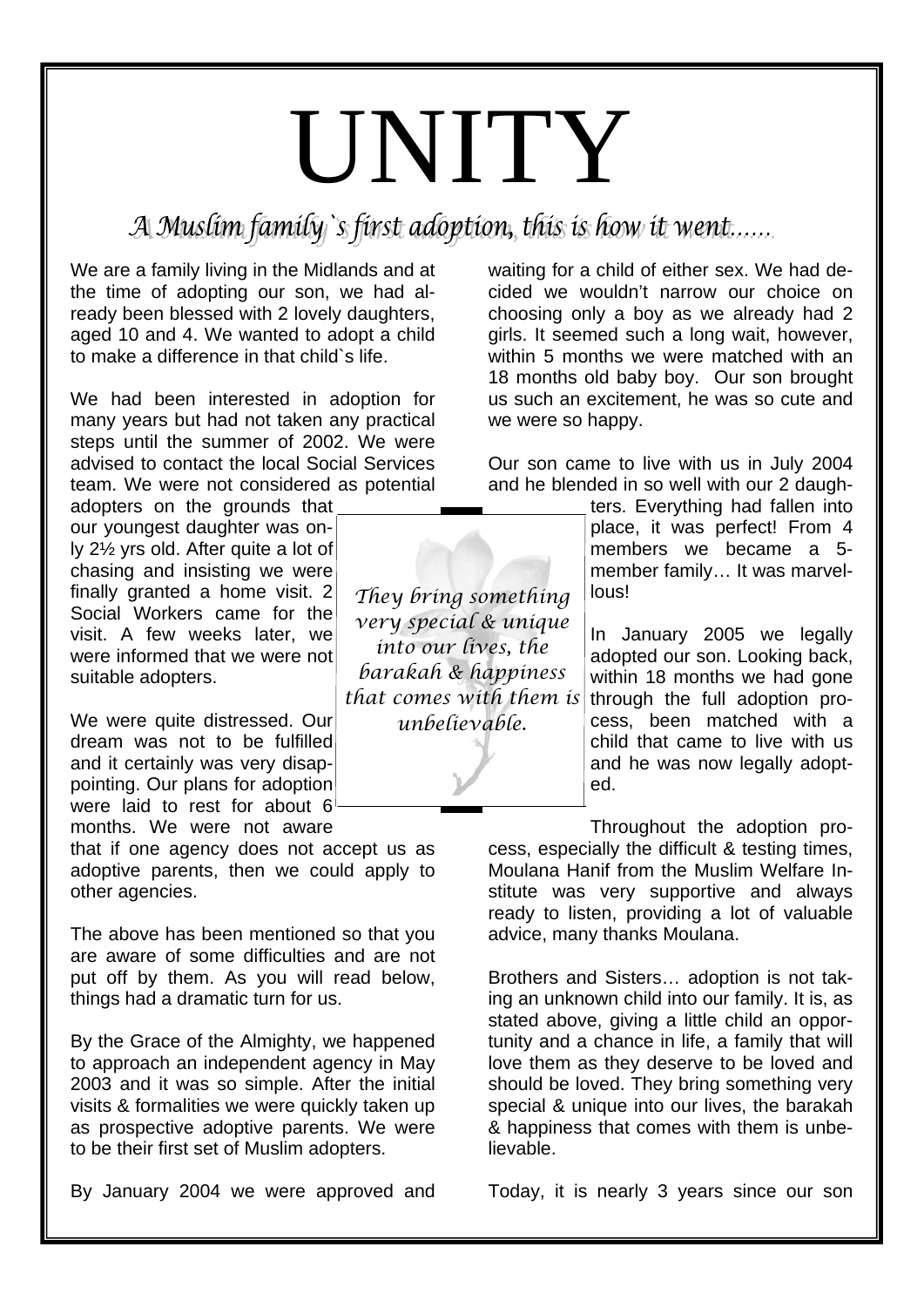# UNITY

*A Muslim family`s first adoption, this is how it went……*

We are a family living in the Midlands and at the time of adopting our son, we had already been blessed with 2 lovely daughters, aged 10 and 4. We wanted to adopt a child to make a difference in that child`s life.

We had been interested in adoption for many years but had not taken any practical steps until the summer of 2002. We were advised to contact the local Social Services team. We were not considered as potential adopters on the grounds that our youngest daughter was only 2½ yrs old. After quite a lot of chasing and insisting we were finally granted a home visit. 2 Social Workers came for the visit. A few weeks later, we were informed that we were not suitable adopters.

We were quite distressed. Our dream was not to be fulfilled and it certainly was very disappointing. Our plans for adoption were laid to rest for about 6 months. We were not aware that if one agency does not accept us as adoptive parents, then we could apply to other agencies.

The above has been mentioned so that you are aware of some difficulties and are not put off by them. As you will read below, things had a dramatic turn for us.

By the Grace of the Almighty, we happened to approach an independent agency in May 2003 and it was so simple. After the initial visits & formalities we were quickly taken up as prospective adoptive parents. We were to be their first set of Muslim adopters.

By January 2004 we were approved and waiting for a child of either sex. We had decided we wouldn't narrow our choice on choosing only a boy as we already had 2 girls. It seemed such a long wait, however, within 5 months we were matched with an 18 months old baby boy. Our son brought us such an excitement, he was so cute and we were so happy.

Our son came to live with us in July 2004 and he blended in so well with our 2 daughters. Everything had fallen into place, it was perfect! From 4 members we became a 5-member family… It was marvellous!

*They bring something very special & unique into our lives, the barakah & happiness that comes with them is unbelievable.*

In January 2005 we legally adopted our son. Looking back, within 18 months we had gone through the full adoption process, been matched with a child that came to live with us and he was now legally adopted.

Throughout the adoption process, especially the difficult & testing times, Moulana Hanif from the Muslim Welfare Institute was very supportive and always ready to listen, providing a lot of valuable advice, many thanks Moulana.

Brothers and Sisters… adoption is not taking an unknown child into our family. It is, as stated above, giving a little child an opportunity and a chance in life, a family that will love them as they deserve to be loved and should be loved. They bring something very special & unique into our lives, the barakah & happiness that comes with them is unbelievable.

Today, it is nearly 3 years since our son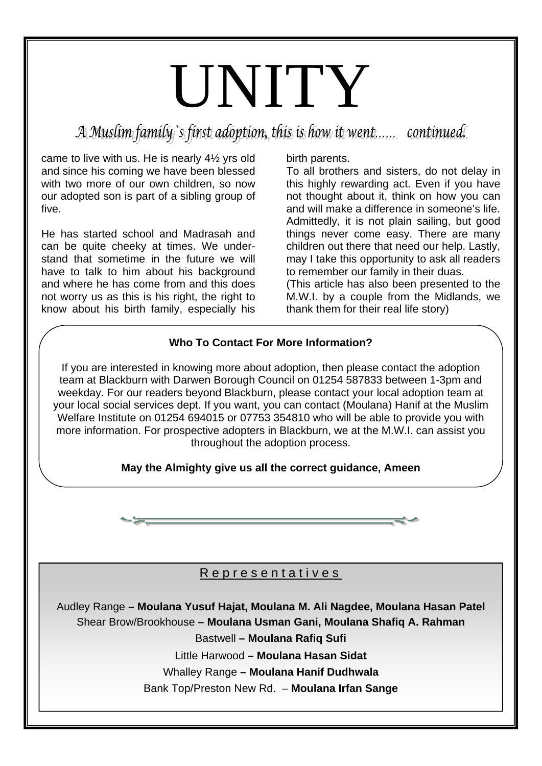# UNITY

## *A Muslim family`s first adoption, this is how it went...... continued.*

came to live with us. He is nearly 4½ yrs old and since his coming we have been blessed with two more of our own children, so now our adopted son is part of a sibling group of five.

He has started school and Madrasah and can be quite cheeky at times. We understand that sometime in the future we will have to talk to him about his background and where he has come from and this does not worry us as this is his right, the right to know about his birth family, especially his birth parents.

To all brothers and sisters, do not delay in this highly rewarding act. Even if you have not thought about it, think on how you can and will make a difference in someone's life. Admittedly, it is not plain sailing, but good things never come easy. There are many children out there that need our help. Lastly, may I take this opportunity to ask all readers to remember our family in their duas.

(This article has also been presented to the M.W.I. by a couple from the Midlands, we thank them for their real life story)

**Who To Contact For More Information?**

If you are interested in knowing more about adoption, then please contact the adoption team at Blackburn with Darwen Borough Council on 01254 587833 between 1-3pm and weekday. For our readers beyond Blackburn, please contact your local adoption team at your local social services dept. If you want, you can contact (Moulana) Hanif at the Muslim Welfare Institute on 01254 694015 or 07753 354810 who will be able to provide you with more information. For prospective adopters in Blackburn, we at the M.W.I. can assist you throughout the adoption process.

**May the Almighty give us all the correct guidance, Ameen**

## Representatives

Audley Range **– Moulana Yusuf Hajat, Moulana M. Ali Nagdee, Moulana Hasan Patel**

Shear Brow/Brookhouse **– Moulana Usman Gani, Moulana Shafiq A. Rahman**

Bastwell **– Moulana Rafiq Sufi**

Little Harwood **– Moulana Hasan Sidat**

Whalley Range **– Moulana Hanif Dudhwala**

Bank Top/Preston New Rd. – **Moulana Irfan Sange**